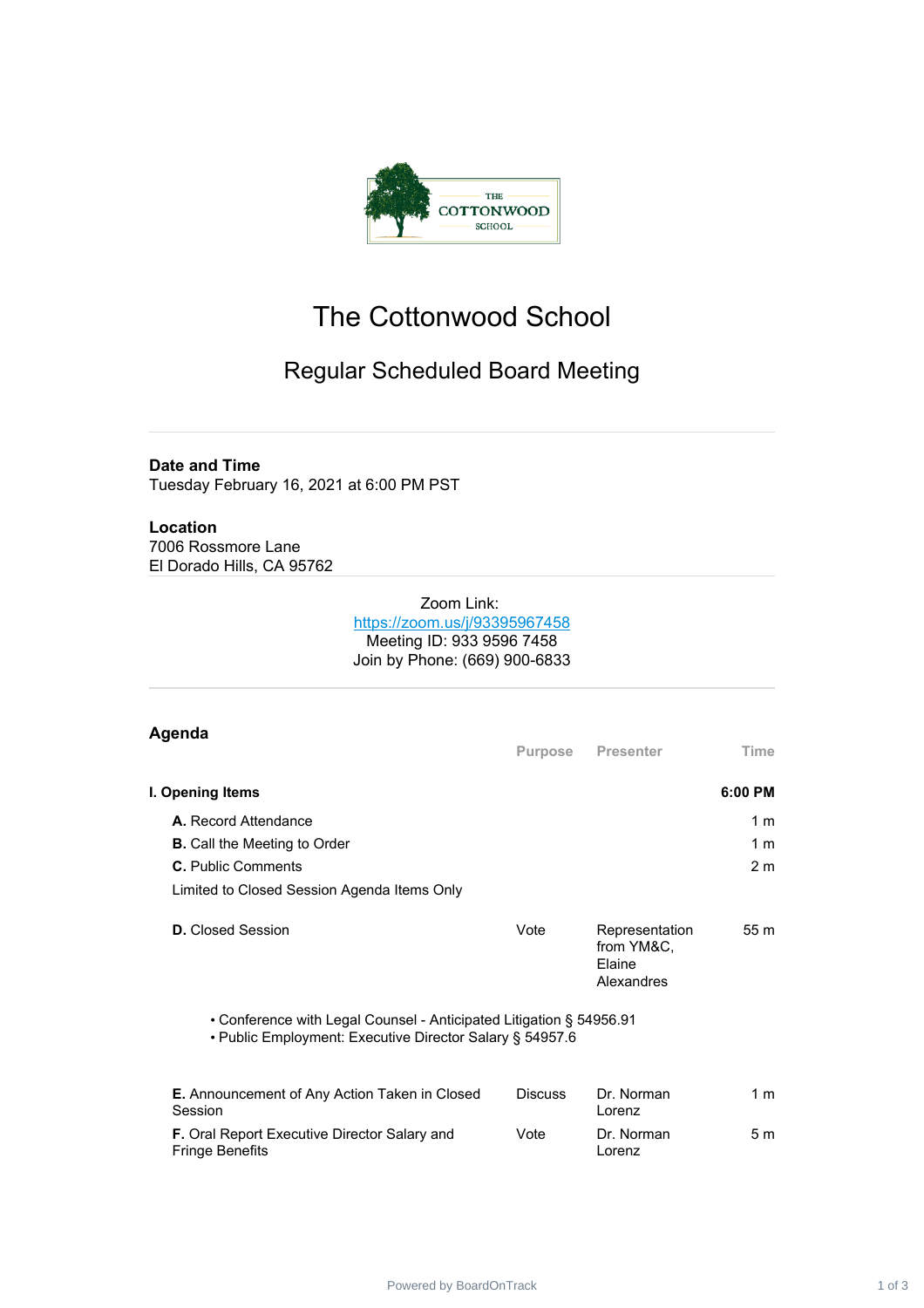# The Cottonwood School

## Regular Scheduled Board Meeting

---

**Date and Time**
Tuesday February 16, 2021 at 6:00 PM PST

**Location**
7006 Rossmore Lane
El Dorado Hills, CA 95762

---

Zoom Link:
https://zoom.us/j/93395967458
Meeting ID: 933 9596 7458
Join by Phone: (669) 900-6833

---

### Agenda

| | Purpose | Presenter | Time |
|---|---|---|---|
| **I. Opening Items** | | | **6:00 PM** |
| **A.** Record Attendance | | | 1 m |
| **B.** Call the Meeting to Order | | | 1 m |
| **C.** Public Comments | | | 2 m |

Limited to Closed Session Agenda Items Only

| | Purpose | Presenter | Time |
|---|---|---|---|
| **D.** Closed Session | Vote | Representation from YM&C, Elaine Alexandres | 55 m |

- Conference with Legal Counsel - Anticipated Litigation § 54956.91
- Public Employment: Executive Director Salary § 54957.6

| | Purpose | Presenter | Time |
|---|---|---|---|
| **E.** Announcement of Any Action Taken in Closed Session | Discuss | Dr. Norman Lorenz | 1 m |
| **F.** Oral Report Executive Director Salary and Fringe Benefits | Vote | Dr. Norman Lorenz | 5 m |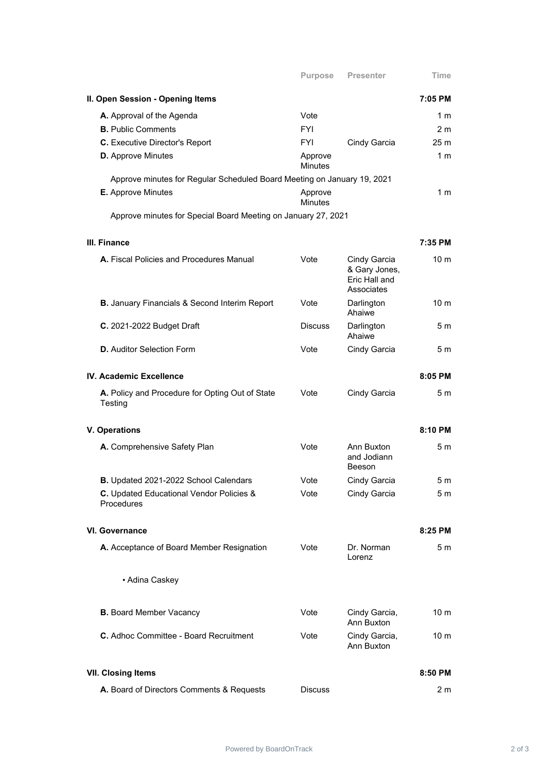| | Purpose | Presenter | Time |
|---|---|---|---|
| **II. Open Session - Opening Items** | | | **7:05 PM** |
| **A.** Approval of the Agenda | Vote | | 1 m |
| **B.** Public Comments | FYI | | 2 m |
| **C.** Executive Director's Report | FYI | Cindy Garcia | 25 m |
| **D.** Approve Minutes | Approve Minutes | | 1 m |
| Approve minutes for Regular Scheduled Board Meeting on January 19, 2021 | | | |
| **E.** Approve Minutes | Approve Minutes | | 1 m |
| Approve minutes for Special Board Meeting on January 27, 2021 | | | |
| **III. Finance** | | | **7:35 PM** |
| **A.** Fiscal Policies and Procedures Manual | Vote | Cindy Garcia & Gary Jones, Eric Hall and Associates | 10 m |
| **B.** January Financials & Second Interim Report | Vote | Darlington Ahaiwe | 10 m |
| **C.** 2021-2022 Budget Draft | Discuss | Darlington Ahaiwe | 5 m |
| **D.** Auditor Selection Form | Vote | Cindy Garcia | 5 m |
| **IV. Academic Excellence** | | | **8:05 PM** |
| **A.** Policy and Procedure for Opting Out of State Testing | Vote | Cindy Garcia | 5 m |
| **V. Operations** | | | **8:10 PM** |
| **A.** Comprehensive Safety Plan | Vote | Ann Buxton and Jodiann Beeson | 5 m |
| **B.** Updated 2021-2022 School Calendars | Vote | Cindy Garcia | 5 m |
| **C.** Updated Educational Vendor Policies & Procedures | Vote | Cindy Garcia | 5 m |
| **VI. Governance** | | | **8:25 PM** |
| **A.** Acceptance of Board Member Resignation | Vote | Dr. Norman Lorenz | 5 m |
| • Adina Caskey | | | |
| **B.** Board Member Vacancy | Vote | Cindy Garcia, Ann Buxton | 10 m |
| **C.** Adhoc Committee - Board Recruitment | Vote | Cindy Garcia, Ann Buxton | 10 m |
| **VII. Closing Items** | | | **8:50 PM** |
| **A.** Board of Directors Comments & Requests | Discuss | | 2 m |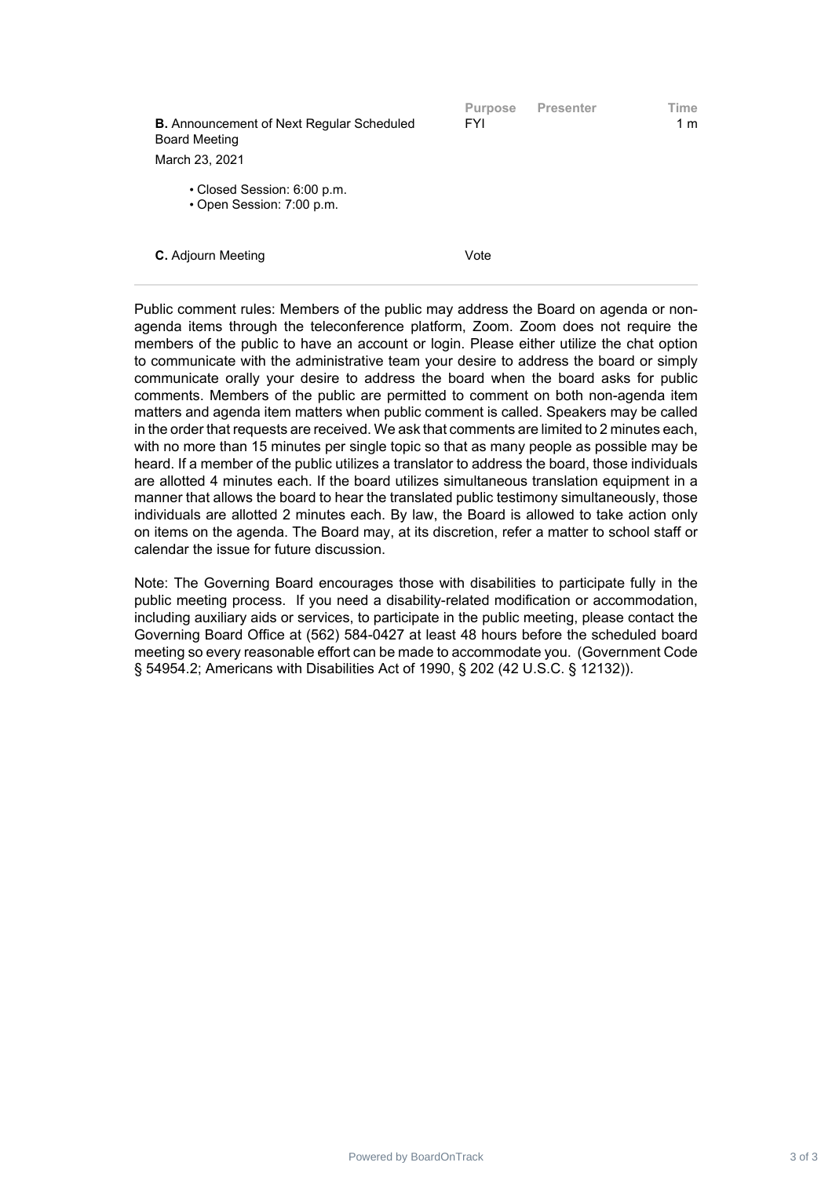| | Purpose | Presenter | Time |
|---|---|---|---|
| **B.** Announcement of Next Regular Scheduled Board Meeting<br>March 23, 2021<br>• Closed Session: 6:00 p.m.<br>• Open Session: 7:00 p.m. | FYI | | 1 m |
| **C.** Adjourn Meeting | Vote | | |

Public comment rules: Members of the public may address the Board on agenda or non-agenda items through the teleconference platform, Zoom. Zoom does not require the members of the public to have an account or login. Please either utilize the chat option to communicate with the administrative team your desire to address the board or simply communicate orally your desire to address the board when the board asks for public comments. Members of the public are permitted to comment on both non-agenda item matters and agenda item matters when public comment is called. Speakers may be called in the order that requests are received. We ask that comments are limited to 2 minutes each, with no more than 15 minutes per single topic so that as many people as possible may be heard. If a member of the public utilizes a translator to address the board, those individuals are allotted 4 minutes each. If the board utilizes simultaneous translation equipment in a manner that allows the board to hear the translated public testimony simultaneously, those individuals are allotted 2 minutes each. By law, the Board is allowed to take action only on items on the agenda. The Board may, at its discretion, refer a matter to school staff or calendar the issue for future discussion.

Note: The Governing Board encourages those with disabilities to participate fully in the public meeting process. If you need a disability-related modification or accommodation, including auxiliary aids or services, to participate in the public meeting, please contact the Governing Board Office at (562) 584-0427 at least 48 hours before the scheduled board meeting so every reasonable effort can be made to accommodate you. (Government Code § 54954.2; Americans with Disabilities Act of 1990, § 202 (42 U.S.C. § 12132)).

Powered by BoardOnTrack